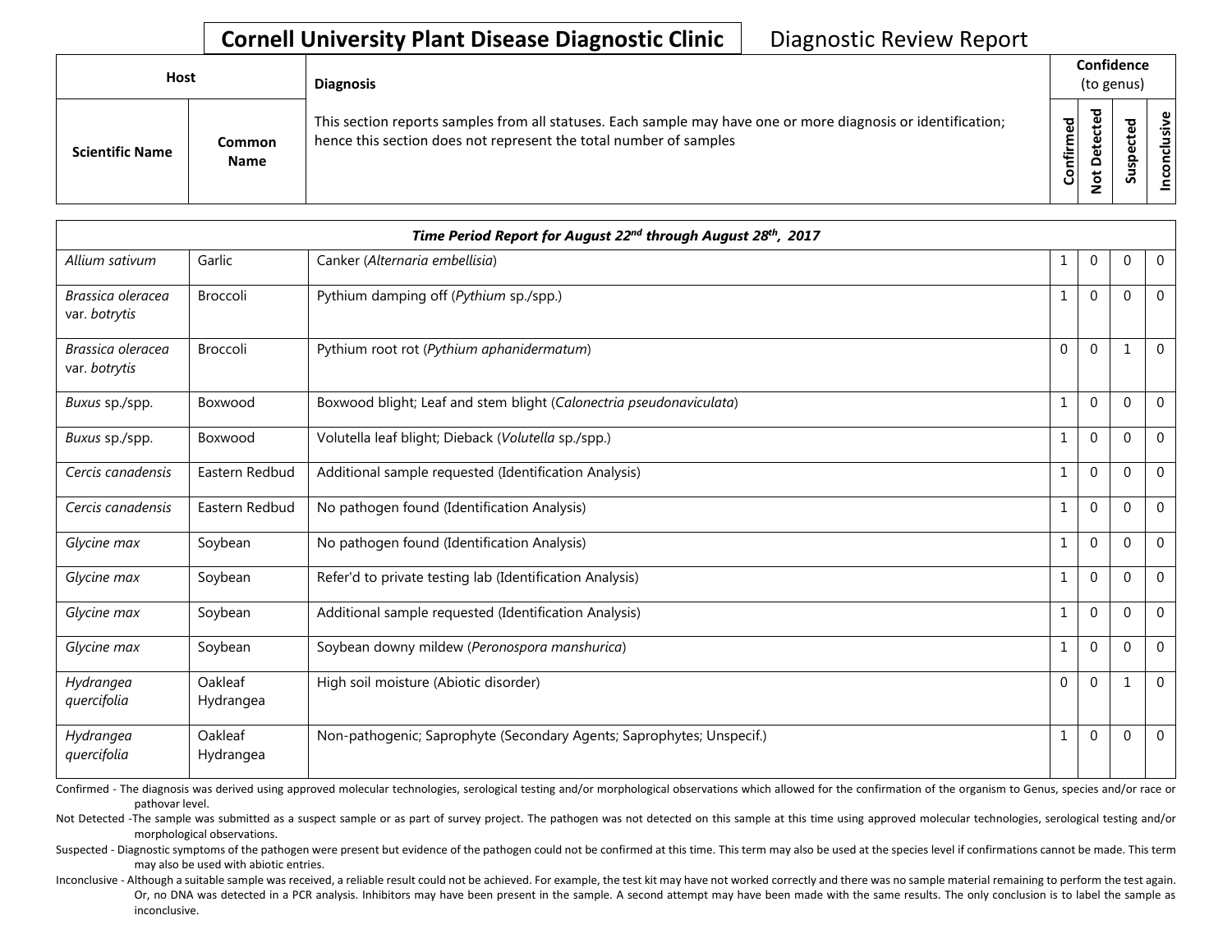## Cornell University Plant Disease Diagnostic Clinic

Diagnostic Review Report

| Host | | Diagnosis | Confidence (to genus) | | | |
|---|---|---|---|---|---|---|
| **Scientific Name** | **Common Name** | This section reports samples from all statuses. Each sample may have one or more diagnosis or identification; hence this section does not represent the total number of samples | **Confirmed** | **Not Detected** | **Suspected** | **Inconclusive** |
| | | ***Time Period Report for August 22nd through August 28th, 2017*** | | | | |
| *Allium sativum* | Garlic | Canker (*Alternaria embellisia*) | 1 | 0 | 0 | 0 |
| *Brassica oleracea* var. *botrytis* | Broccoli | Pythium damping off (*Pythium* sp./spp.) | 1 | 0 | 0 | 0 |
| *Brassica oleracea* var. *botrytis* | Broccoli | Pythium root rot (*Pythium aphanidermatum*) | 0 | 0 | 1 | 0 |
| *Buxus* sp./spp. | Boxwood | Boxwood blight; Leaf and stem blight (*Calonectria pseudonaviculata*) | 1 | 0 | 0 | 0 |
| *Buxus* sp./spp. | Boxwood | Volutella leaf blight; Dieback (*Volutella* sp./spp.) | 1 | 0 | 0 | 0 |
| *Cercis canadensis* | Eastern Redbud | Additional sample requested (Identification Analysis) | 1 | 0 | 0 | 0 |
| *Cercis canadensis* | Eastern Redbud | No pathogen found (Identification Analysis) | 1 | 0 | 0 | 0 |
| *Glycine max* | Soybean | No pathogen found (Identification Analysis) | 1 | 0 | 0 | 0 |
| *Glycine max* | Soybean | Refer'd to private testing lab (Identification Analysis) | 1 | 0 | 0 | 0 |
| *Glycine max* | Soybean | Additional sample requested (Identification Analysis) | 1 | 0 | 0 | 0 |
| *Glycine max* | Soybean | Soybean downy mildew (*Peronospora manshurica*) | 1 | 0 | 0 | 0 |
| *Hydrangea quercifolia* | Oakleaf Hydrangea | High soil moisture (Abiotic disorder) | 0 | 0 | 1 | 0 |
| *Hydrangea quercifolia* | Oakleaf Hydrangea | Non-pathogenic; Saprophyte (Secondary Agents; Saprophytes; Unspecif.) | 1 | 0 | 0 | 0 |

Confirmed - The diagnosis was derived using approved molecular technologies, serological testing and/or morphological observations which allowed for the confirmation of the organism to Genus, species and/or race or pathovar level.

Not Detected -The sample was submitted as a suspect sample or as part of survey project. The pathogen was not detected on this sample at this time using approved molecular technologies, serological testing and/or morphological observations.

Suspected - Diagnostic symptoms of the pathogen were present but evidence of the pathogen could not be confirmed at this time. This term may also be used at the species level if confirmations cannot be made. This term may also be used with abiotic entries.

Inconclusive - Although a suitable sample was received, a reliable result could not be achieved. For example, the test kit may have not worked correctly and there was no sample material remaining to perform the test again. Or, no DNA was detected in a PCR analysis. Inhibitors may have been present in the sample. A second attempt may have been made with the same results. The only conclusion is to label the sample as inconclusive.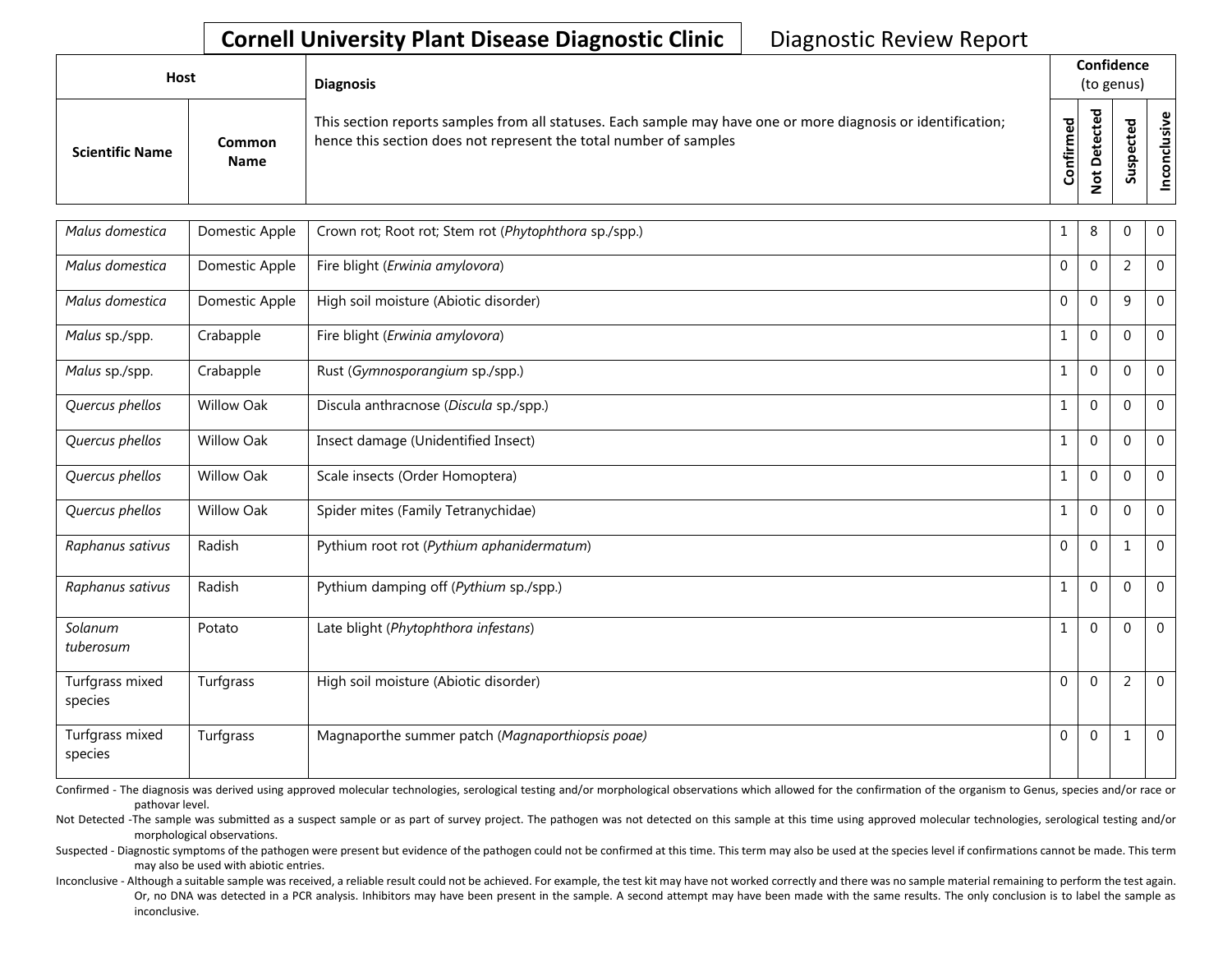**Cornell University Plant Disease Diagnostic Clinic** Diagnostic Review Report

| Host | | Diagnosis | Confidence (to genus) | | | |
|---|---|---|---|---|---|---|
| Scientific Name | Common Name | This section reports samples from all statuses. Each sample may have one or more diagnosis or identification; hence this section does not represent the total number of samples | Confirmed | Not Detected | Suspected | Inconclusive |
| *Malus domestica* | Domestic Apple | Crown rot; Root rot; Stem rot (*Phytophthora* sp./spp.) | 1 | 8 | 0 | 0 |
| *Malus domestica* | Domestic Apple | Fire blight (*Erwinia amylovora*) | 0 | 0 | 2 | 0 |
| *Malus domestica* | Domestic Apple | High soil moisture (Abiotic disorder) | 0 | 0 | 9 | 0 |
| *Malus* sp./spp. | Crabapple | Fire blight (*Erwinia amylovora*) | 1 | 0 | 0 | 0 |
| *Malus* sp./spp. | Crabapple | Rust (*Gymnosporangium* sp./spp.) | 1 | 0 | 0 | 0 |
| *Quercus phellos* | Willow Oak | Discula anthracnose (*Discula* sp./spp.) | 1 | 0 | 0 | 0 |
| *Quercus phellos* | Willow Oak | Insect damage (Unidentified Insect) | 1 | 0 | 0 | 0 |
| *Quercus phellos* | Willow Oak | Scale insects (Order Homoptera) | 1 | 0 | 0 | 0 |
| *Quercus phellos* | Willow Oak | Spider mites (Family Tetranychidae) | 1 | 0 | 0 | 0 |
| *Raphanus sativus* | Radish | Pythium root rot (*Pythium aphanidermatum*) | 0 | 0 | 1 | 0 |
| *Raphanus sativus* | Radish | Pythium damping off (*Pythium* sp./spp.) | 1 | 0 | 0 | 0 |
| *Solanum tuberosum* | Potato | Late blight (*Phytophthora infestans*) | 1 | 0 | 0 | 0 |
| Turfgrass mixed species | Turfgrass | High soil moisture (Abiotic disorder) | 0 | 0 | 2 | 0 |
| Turfgrass mixed species | Turfgrass | Magnaporthe summer patch (*Magnaporthiopsis poae*) | 0 | 0 | 1 | 0 |

Confirmed - The diagnosis was derived using approved molecular technologies, serological testing and/or morphological observations which allowed for the confirmation of the organism to Genus, species and/or race or pathovar level.

Not Detected -The sample was submitted as a suspect sample or as part of survey project. The pathogen was not detected on this sample at this time using approved molecular technologies, serological testing and/or morphological observations.

Suspected - Diagnostic symptoms of the pathogen were present but evidence of the pathogen could not be confirmed at this time. This term may also be used at the species level if confirmations cannot be made. This term may also be used with abiotic entries.

Inconclusive - Although a suitable sample was received, a reliable result could not be achieved. For example, the test kit may have not worked correctly and there was no sample material remaining to perform the test again. Or, no DNA was detected in a PCR analysis. Inhibitors may have been present in the sample. A second attempt may have been made with the same results. The only conclusion is to label the sample as inconclusive.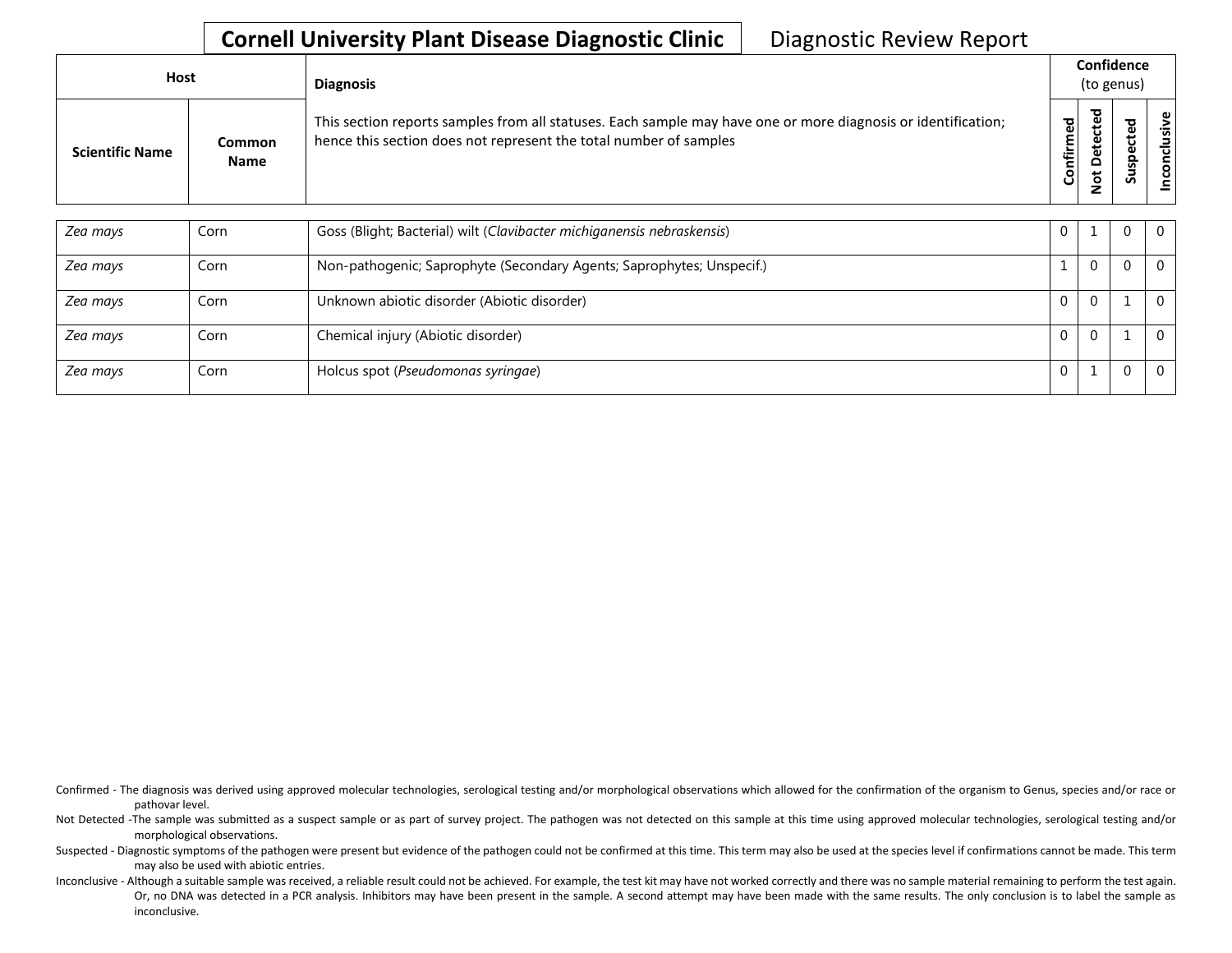**Cornell University Plant Disease Diagnostic Clinic** Diagnostic Review Report

| Host | | Diagnosis | Confidence (to genus) | | | |
|---|---|---|---|---|---|---|
| Scientific Name | Common Name | This section reports samples from all statuses. Each sample may have one or more diagnosis or identification; hence this section does not represent the total number of samples | Confirmed | Not Detected | Suspected | Inconclusive |
| *Zea mays* | Corn | Goss (Blight; Bacterial) wilt (*Clavibacter michiganensis nebraskensis*) | 0 | 1 | 0 | 0 |
| *Zea mays* | Corn | Non-pathogenic; Saprophyte (Secondary Agents; Saprophytes; Unspecif.) | 1 | 0 | 0 | 0 |
| *Zea mays* | Corn | Unknown abiotic disorder (Abiotic disorder) | 0 | 0 | 1 | 0 |
| *Zea mays* | Corn | Chemical injury (Abiotic disorder) | 0 | 0 | 1 | 0 |
| *Zea mays* | Corn | Holcus spot (*Pseudomonas syringae*) | 0 | 1 | 0 | 0 |

Confirmed - The diagnosis was derived using approved molecular technologies, serological testing and/or morphological observations which allowed for the confirmation of the organism to Genus, species and/or race or pathovar level.

Not Detected -The sample was submitted as a suspect sample or as part of survey project. The pathogen was not detected on this sample at this time using approved molecular technologies, serological testing and/or morphological observations.

Suspected - Diagnostic symptoms of the pathogen were present but evidence of the pathogen could not be confirmed at this time. This term may also be used at the species level if confirmations cannot be made. This term may also be used with abiotic entries.

Inconclusive - Although a suitable sample was received, a reliable result could not be achieved. For example, the test kit may have not worked correctly and there was no sample material remaining to perform the test again. Or, no DNA was detected in a PCR analysis. Inhibitors may have been present in the sample. A second attempt may have been made with the same results. The only conclusion is to label the sample as inconclusive.